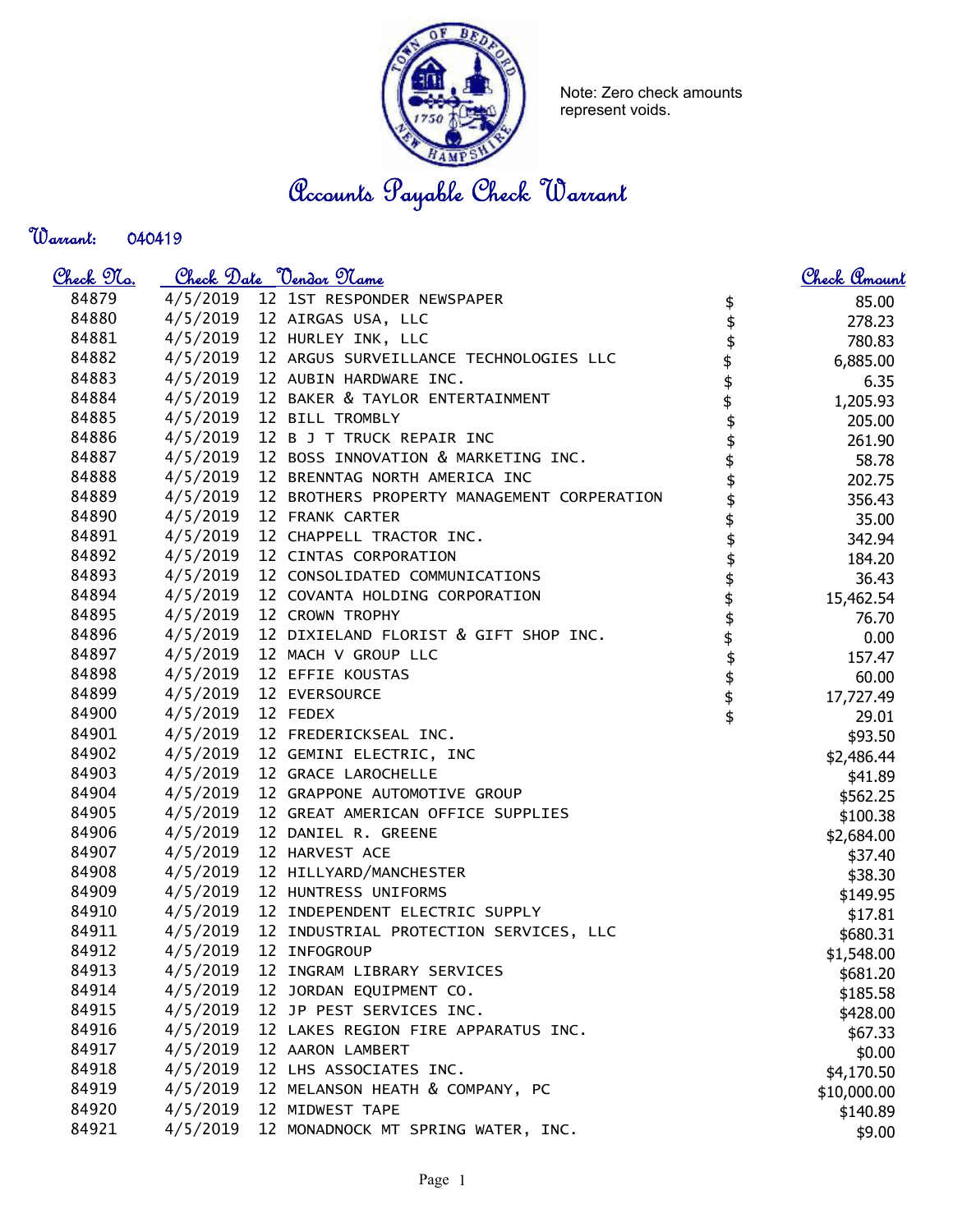Note: Zero check amounts represent voids.

# Accounts Payable Check Warrant

**Warrant:** 040419

| Check No. | Check Date | Vendor Name | Check Amount |
|---|---|---|---|
| 84879 | 4/5/2019 | 12 1ST RESPONDER NEWSPAPER | $ 85.00 |
| 84880 | 4/5/2019 | 12 AIRGAS USA, LLC | $ 278.23 |
| 84881 | 4/5/2019 | 12 HURLEY INK, LLC | $ 780.83 |
| 84882 | 4/5/2019 | 12 ARGUS SURVEILLANCE TECHNOLOGIES LLC | $ 6,885.00 |
| 84883 | 4/5/2019 | 12 AUBIN HARDWARE INC. | $ 6.35 |
| 84884 | 4/5/2019 | 12 BAKER & TAYLOR ENTERTAINMENT | $ 1,205.93 |
| 84885 | 4/5/2019 | 12 BILL TROMBLY | $ 205.00 |
| 84886 | 4/5/2019 | 12 B J T TRUCK REPAIR INC | $ 261.90 |
| 84887 | 4/5/2019 | 12 BOSS INNOVATION & MARKETING INC. | $ 58.78 |
| 84888 | 4/5/2019 | 12 BRENNTAG NORTH AMERICA INC | $ 202.75 |
| 84889 | 4/5/2019 | 12 BROTHERS PROPERTY MANAGEMENT CORPERATION | $ 356.43 |
| 84890 | 4/5/2019 | 12 FRANK CARTER | $ 35.00 |
| 84891 | 4/5/2019 | 12 CHAPPELL TRACTOR INC. | $ 342.94 |
| 84892 | 4/5/2019 | 12 CINTAS CORPORATION | $ 184.20 |
| 84893 | 4/5/2019 | 12 CONSOLIDATED COMMUNICATIONS | $ 36.43 |
| 84894 | 4/5/2019 | 12 COVANTA HOLDING CORPORATION | $ 15,462.54 |
| 84895 | 4/5/2019 | 12 CROWN TROPHY | $ 76.70 |
| 84896 | 4/5/2019 | 12 DIXIELAND FLORIST & GIFT SHOP INC. | $ 0.00 |
| 84897 | 4/5/2019 | 12 MACH V GROUP LLC | $ 157.47 |
| 84898 | 4/5/2019 | 12 EFFIE KOUSTAS | $ 60.00 |
| 84899 | 4/5/2019 | 12 EVERSOURCE | $ 17,727.49 |
| 84900 | 4/5/2019 | 12 FEDEX | $ 29.01 |
| 84901 | 4/5/2019 | 12 FREDERICKSEAL INC. | $93.50 |
| 84902 | 4/5/2019 | 12 GEMINI ELECTRIC, INC | $2,486.44 |
| 84903 | 4/5/2019 | 12 GRACE LAROCHELLE | $41.89 |
| 84904 | 4/5/2019 | 12 GRAPPONE AUTOMOTIVE GROUP | $562.25 |
| 84905 | 4/5/2019 | 12 GREAT AMERICAN OFFICE SUPPLIES | $100.38 |
| 84906 | 4/5/2019 | 12 DANIEL R. GREENE | $2,684.00 |
| 84907 | 4/5/2019 | 12 HARVEST ACE | $37.40 |
| 84908 | 4/5/2019 | 12 HILLYARD/MANCHESTER | $38.30 |
| 84909 | 4/5/2019 | 12 HUNTRESS UNIFORMS | $149.95 |
| 84910 | 4/5/2019 | 12 INDEPENDENT ELECTRIC SUPPLY | $17.81 |
| 84911 | 4/5/2019 | 12 INDUSTRIAL PROTECTION SERVICES, LLC | $680.31 |
| 84912 | 4/5/2019 | 12 INFOGROUP | $1,548.00 |
| 84913 | 4/5/2019 | 12 INGRAM LIBRARY SERVICES | $681.20 |
| 84914 | 4/5/2019 | 12 JORDAN EQUIPMENT CO. | $185.58 |
| 84915 | 4/5/2019 | 12 JP PEST SERVICES INC. | $428.00 |
| 84916 | 4/5/2019 | 12 LAKES REGION FIRE APPARATUS INC. | $67.33 |
| 84917 | 4/5/2019 | 12 AARON LAMBERT | $0.00 |
| 84918 | 4/5/2019 | 12 LHS ASSOCIATES INC. | $4,170.50 |
| 84919 | 4/5/2019 | 12 MELANSON HEATH & COMPANY, PC | $10,000.00 |
| 84920 | 4/5/2019 | 12 MIDWEST TAPE | $140.89 |
| 84921 | 4/5/2019 | 12 MONADNOCK MT SPRING WATER, INC. | $9.00 |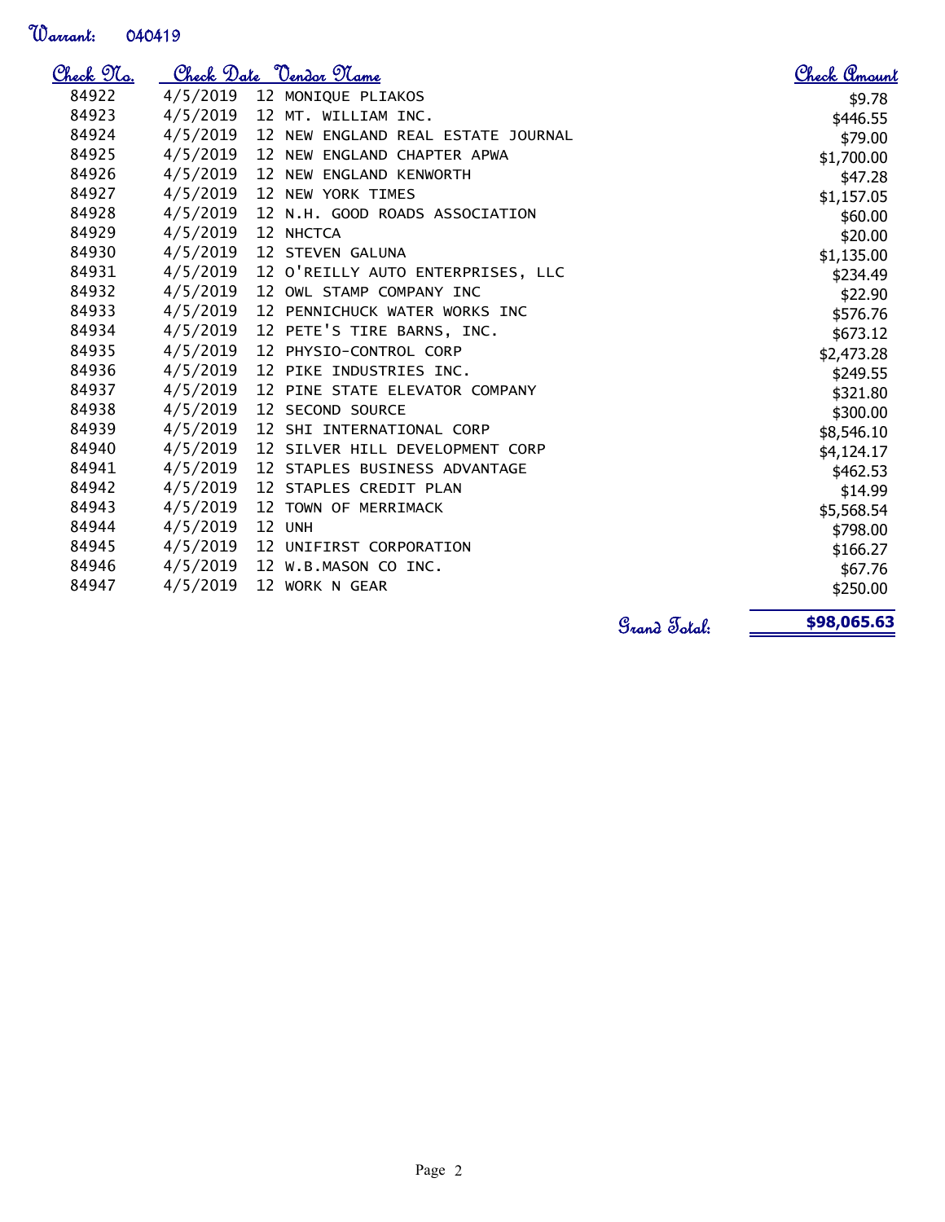Warrant: 040419

| Check No. | Check Date | Vendor Name | Check Amount |
|---|---|---|---|
| 84922 | 4/5/2019 | 12 MONIQUE PLIAKOS | $9.78 |
| 84923 | 4/5/2019 | 12 MT. WILLIAM INC. | $446.55 |
| 84924 | 4/5/2019 | 12 NEW ENGLAND REAL ESTATE JOURNAL | $79.00 |
| 84925 | 4/5/2019 | 12 NEW ENGLAND CHAPTER APWA | $1,700.00 |
| 84926 | 4/5/2019 | 12 NEW ENGLAND KENWORTH | $47.28 |
| 84927 | 4/5/2019 | 12 NEW YORK TIMES | $1,157.05 |
| 84928 | 4/5/2019 | 12 N.H. GOOD ROADS ASSOCIATION | $60.00 |
| 84929 | 4/5/2019 | 12 NHCTCA | $20.00 |
| 84930 | 4/5/2019 | 12 STEVEN GALUNA | $1,135.00 |
| 84931 | 4/5/2019 | 12 O'REILLY AUTO ENTERPRISES, LLC | $234.49 |
| 84932 | 4/5/2019 | 12 OWL STAMP COMPANY INC | $22.90 |
| 84933 | 4/5/2019 | 12 PENNICHUCK WATER WORKS INC | $576.76 |
| 84934 | 4/5/2019 | 12 PETE'S TIRE BARNS, INC. | $673.12 |
| 84935 | 4/5/2019 | 12 PHYSIO-CONTROL CORP | $2,473.28 |
| 84936 | 4/5/2019 | 12 PIKE INDUSTRIES INC. | $249.55 |
| 84937 | 4/5/2019 | 12 PINE STATE ELEVATOR COMPANY | $321.80 |
| 84938 | 4/5/2019 | 12 SECOND SOURCE | $300.00 |
| 84939 | 4/5/2019 | 12 SHI INTERNATIONAL CORP | $8,546.10 |
| 84940 | 4/5/2019 | 12 SILVER HILL DEVELOPMENT CORP | $4,124.17 |
| 84941 | 4/5/2019 | 12 STAPLES BUSINESS ADVANTAGE | $462.53 |
| 84942 | 4/5/2019 | 12 STAPLES CREDIT PLAN | $14.99 |
| 84943 | 4/5/2019 | 12 TOWN OF MERRIMACK | $5,568.54 |
| 84944 | 4/5/2019 | 12 UNH | $798.00 |
| 84945 | 4/5/2019 | 12 UNIFIRST CORPORATION | $166.27 |
| 84946 | 4/5/2019 | 12 W.B.MASON CO INC. | $67.76 |
| 84947 | 4/5/2019 | 12 WORK N GEAR | $250.00 |
| | | Grand Total: | **$98,065.63** |